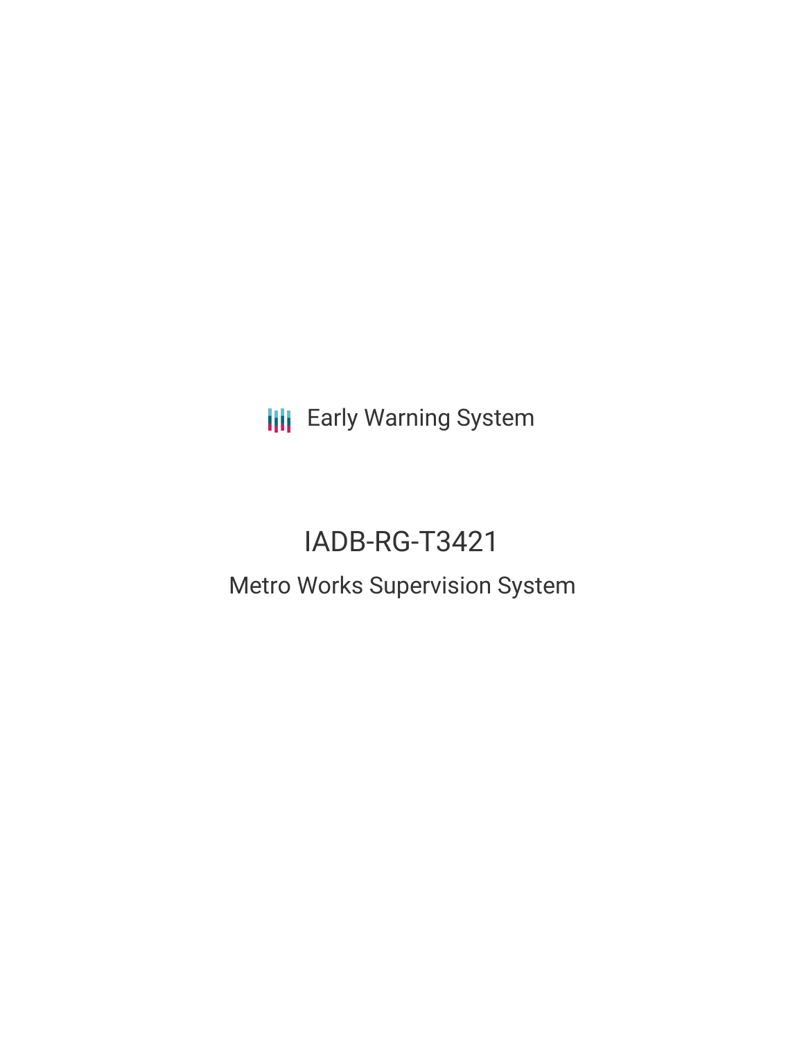Early Warning System

# IADB-RG-T3421

## Metro Works Supervision System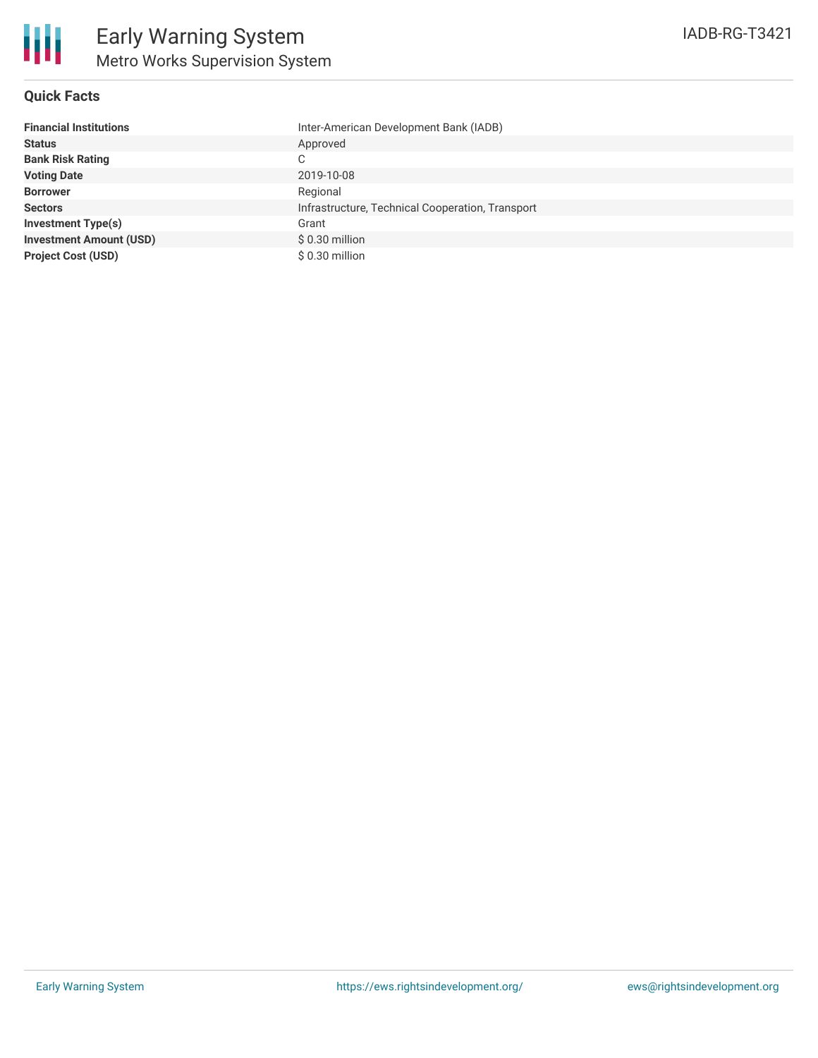# Early Warning System

## Metro Works Supervision System

IADB-RG-T3421

### Quick Facts

| | |
|---|---|
| **Financial Institutions** | Inter-American Development Bank (IADB) |
| **Status** | Approved |
| **Bank Risk Rating** | C |
| **Voting Date** | 2019-10-08 |
| **Borrower** | Regional |
| **Sectors** | Infrastructure, Technical Cooperation, Transport |
| **Investment Type(s)** | Grant |
| **Investment Amount (USD)** | $ 0.30 million |
| **Project Cost (USD)** | $ 0.30 million |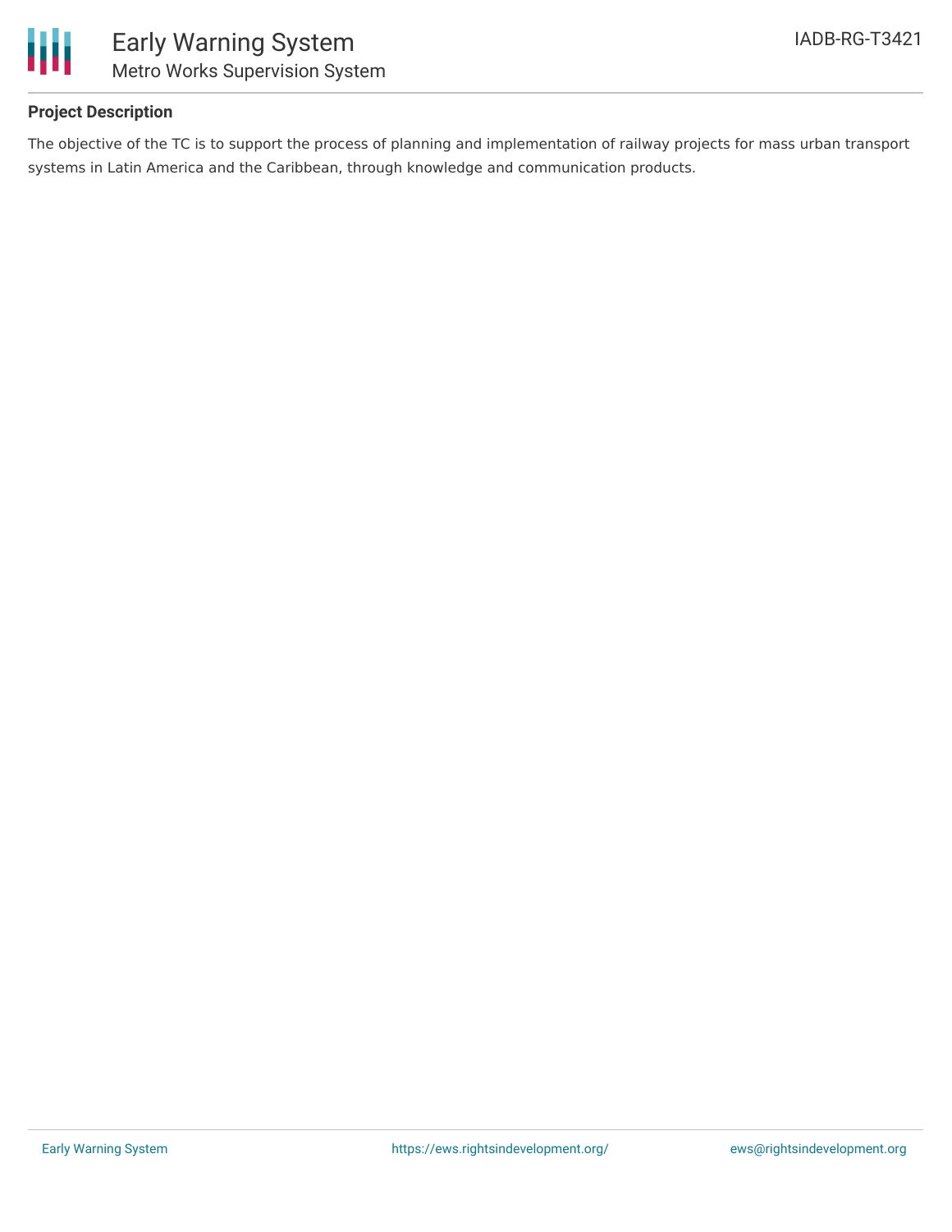## Project Description

The objective of the TC is to support the process of planning and implementation of railway projects for mass urban transport systems in Latin America and the Caribbean, through knowledge and communication products.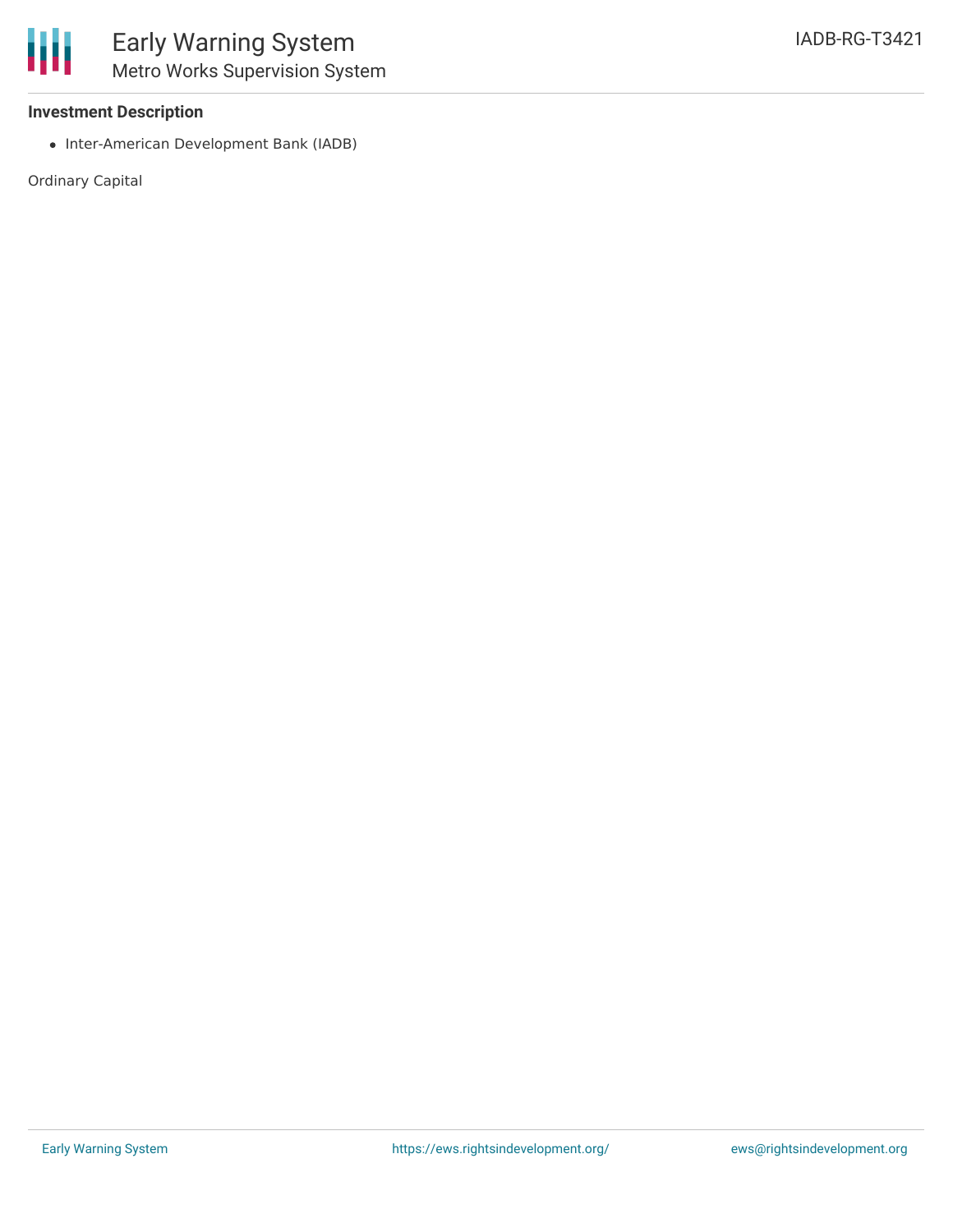### Investment Description

- Inter-American Development Bank (IADB)

Ordinary Capital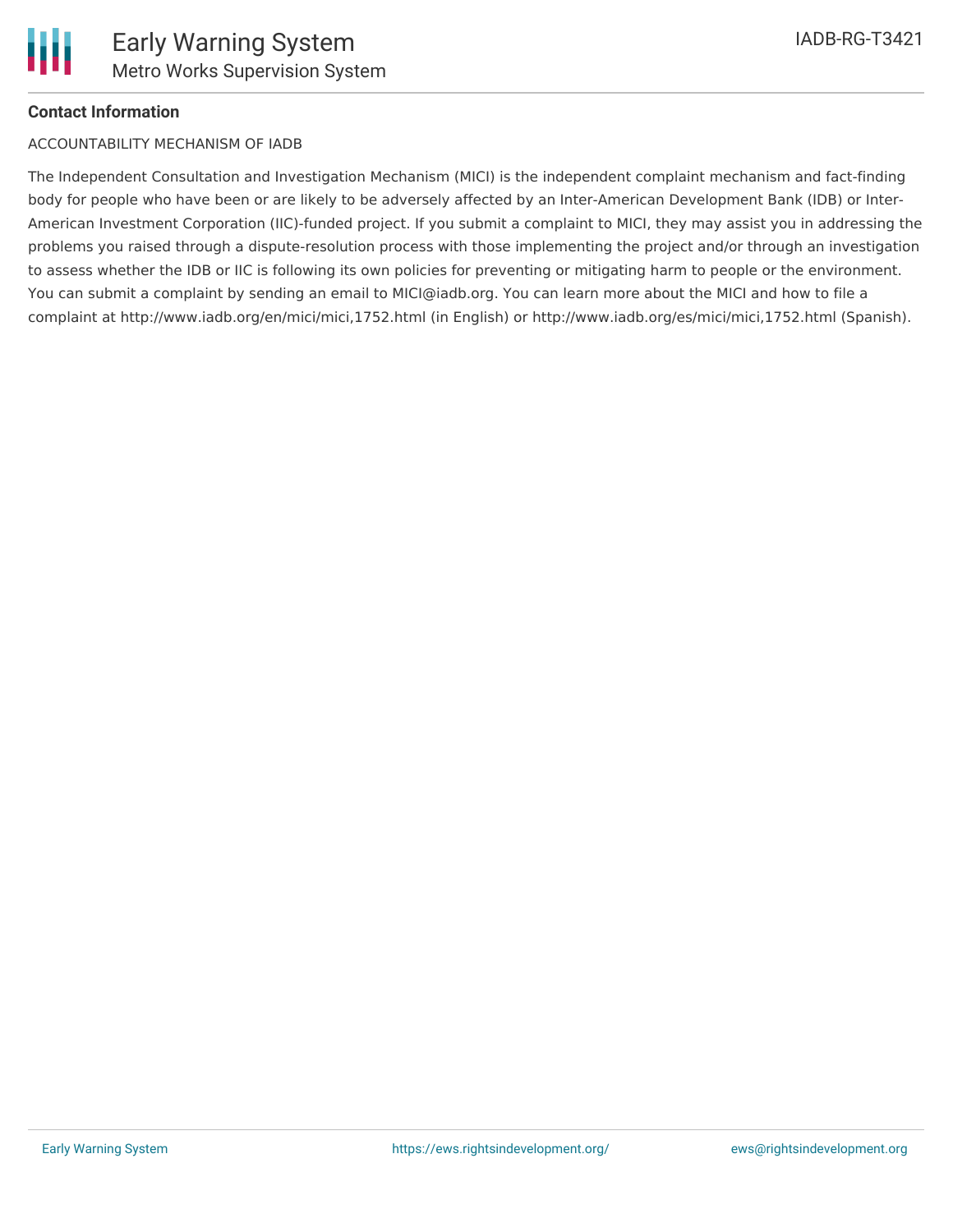**Contact Information**

ACCOUNTABILITY MECHANISM OF IADB

The Independent Consultation and Investigation Mechanism (MICI) is the independent complaint mechanism and fact-finding body for people who have been or are likely to be adversely affected by an Inter-American Development Bank (IDB) or Inter-American Investment Corporation (IIC)-funded project. If you submit a complaint to MICI, they may assist you in addressing the problems you raised through a dispute-resolution process with those implementing the project and/or through an investigation to assess whether the IDB or IIC is following its own policies for preventing or mitigating harm to people or the environment. You can submit a complaint by sending an email to MICI@iadb.org. You can learn more about the MICI and how to file a complaint at http://www.iadb.org/en/mici/mici,1752.html (in English) or http://www.iadb.org/es/mici/mici,1752.html (Spanish).